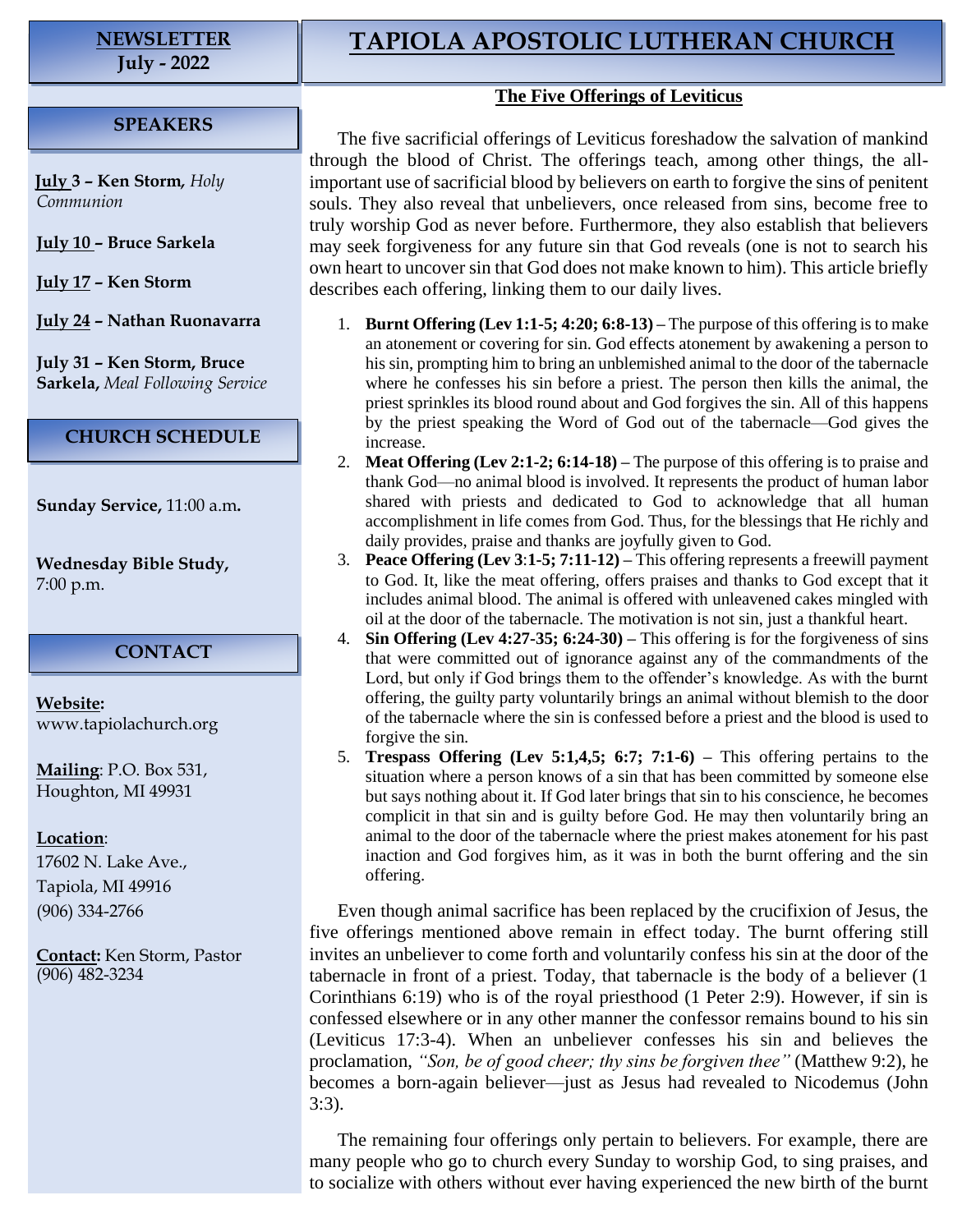**NEWSLETTER**
**July - 2022**

# TAPIOLA APOSTOLIC LUTHERAN CHURCH

## SPEAKERS

**July 3 – Ken Storm,** *Holy Communion*

**July 10 – Bruce Sarkela**

**July 17 – Ken Storm**

**July 24 – Nathan Ruonavarra**

**July 31 – Ken Storm, Bruce Sarkela,** *Meal Following Service*

## CHURCH SCHEDULE

**Sunday Service,** 11:00 a.m**.**

**Wednesday Bible Study,** 7:00 p.m.

## CONTACT

**Website:**
www.tapiolachurch.org

**Mailing**: P.O. Box 531, Houghton, MI 49931

**Location**:
17602 N. Lake Ave.,
Tapiola, MI 49916
(906) 334-2766

**Contact:** Ken Storm, Pastor
(906) 482-3234

## The Five Offerings of Leviticus

The five sacrificial offerings of Leviticus foreshadow the salvation of mankind through the blood of Christ. The offerings teach, among other things, the all-important use of sacrificial blood by believers on earth to forgive the sins of penitent souls. They also reveal that unbelievers, once released from sins, become free to truly worship God as never before. Furthermore, they also establish that believers may seek forgiveness for any future sin that God reveals (one is not to search his own heart to uncover sin that God does not make known to him). This article briefly describes each offering, linking them to our daily lives.

1. **Burnt Offering (Lev 1:1-5; 4:20; 6:8-13) –** The purpose of this offering is to make an atonement or covering for sin. God effects atonement by awakening a person to his sin, prompting him to bring an unblemished animal to the door of the tabernacle where he confesses his sin before a priest. The person then kills the animal, the priest sprinkles its blood round about and God forgives the sin. All of this happens by the priest speaking the Word of God out of the tabernacle—God gives the increase.
2. **Meat Offering (Lev 2:1-2; 6:14-18) –** The purpose of this offering is to praise and thank God—no animal blood is involved. It represents the product of human labor shared with priests and dedicated to God to acknowledge that all human accomplishment in life comes from God. Thus, for the blessings that He richly and daily provides, praise and thanks are joyfully given to God.
3. **Peace Offering (Lev 3:1-5; 7:11-12) –** This offering represents a freewill payment to God. It, like the meat offering, offers praises and thanks to God except that it includes animal blood. The animal is offered with unleavened cakes mingled with oil at the door of the tabernacle. The motivation is not sin, just a thankful heart.
4. **Sin Offering (Lev 4:27-35; 6:24-30) –** This offering is for the forgiveness of sins that were committed out of ignorance against any of the commandments of the Lord, but only if God brings them to the offender's knowledge. As with the burnt offering, the guilty party voluntarily brings an animal without blemish to the door of the tabernacle where the sin is confessed before a priest and the blood is used to forgive the sin.
5. **Trespass Offering (Lev 5:1,4,5; 6:7; 7:1-6) –** This offering pertains to the situation where a person knows of a sin that has been committed by someone else but says nothing about it. If God later brings that sin to his conscience, he becomes complicit in that sin and is guilty before God. He may then voluntarily bring an animal to the door of the tabernacle where the priest makes atonement for his past inaction and God forgives him, as it was in both the burnt offering and the sin offering.

Even though animal sacrifice has been replaced by the crucifixion of Jesus, the five offerings mentioned above remain in effect today. The burnt offering still invites an unbeliever to come forth and voluntarily confess his sin at the door of the tabernacle in front of a priest. Today, that tabernacle is the body of a believer (1 Corinthians 6:19) who is of the royal priesthood (1 Peter 2:9). However, if sin is confessed elsewhere or in any other manner the confessor remains bound to his sin (Leviticus 17:3-4). When an unbeliever confesses his sin and believes the proclamation, *"Son, be of good cheer; thy sins be forgiven thee"* (Matthew 9:2), he becomes a born-again believer—just as Jesus had revealed to Nicodemus (John 3:3).

The remaining four offerings only pertain to believers. For example, there are many people who go to church every Sunday to worship God, to sing praises, and to socialize with others without ever having experienced the new birth of the burnt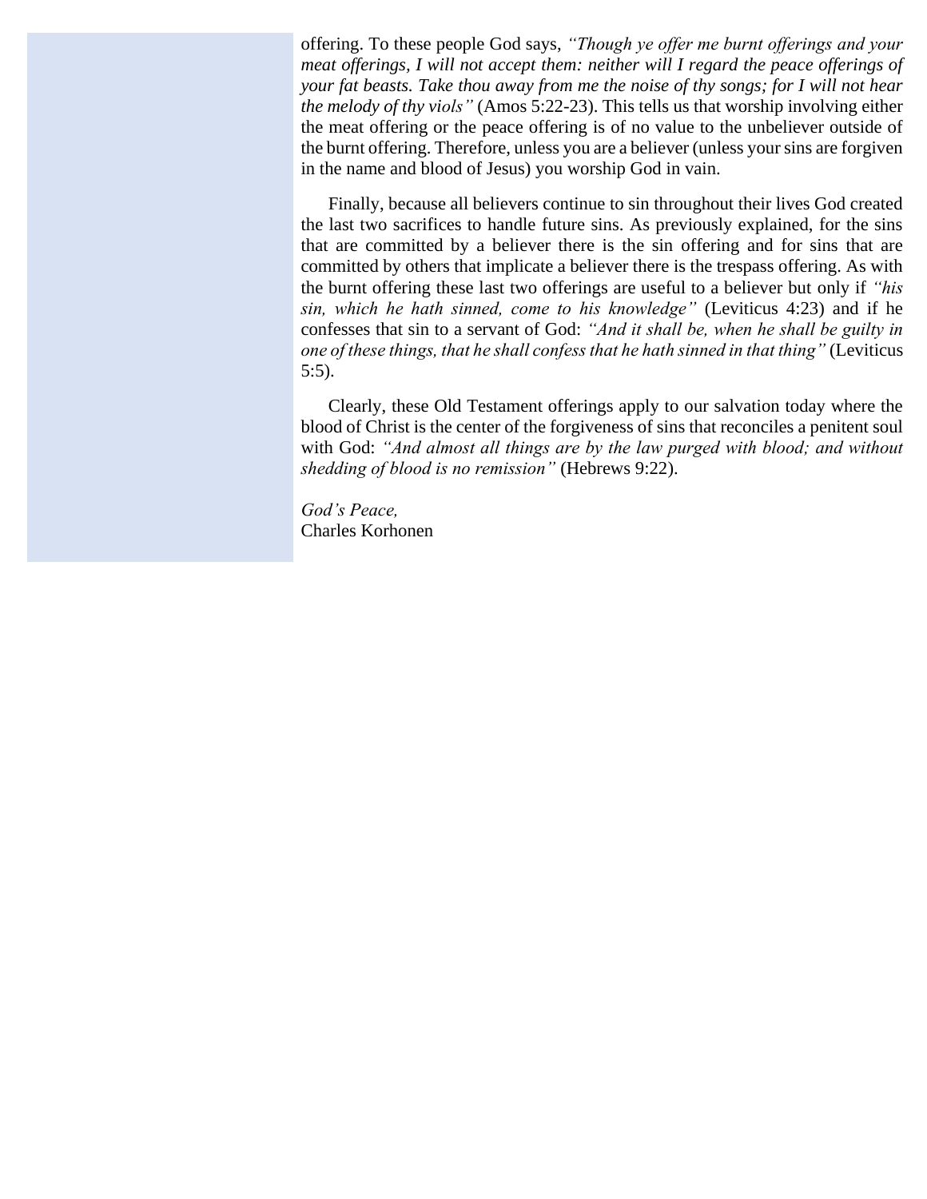offering. To these people God says, *"Though ye offer me burnt offerings and your meat offerings, I will not accept them: neither will I regard the peace offerings of your fat beasts. Take thou away from me the noise of thy songs; for I will not hear the melody of thy viols"* (Amos 5:22-23). This tells us that worship involving either the meat offering or the peace offering is of no value to the unbeliever outside of the burnt offering. Therefore, unless you are a believer (unless your sins are forgiven in the name and blood of Jesus) you worship God in vain.

Finally, because all believers continue to sin throughout their lives God created the last two sacrifices to handle future sins. As previously explained, for the sins that are committed by a believer there is the sin offering and for sins that are committed by others that implicate a believer there is the trespass offering. As with the burnt offering these last two offerings are useful to a believer but only if *"his sin, which he hath sinned, come to his knowledge"* (Leviticus 4:23) and if he confesses that sin to a servant of God: *"And it shall be, when he shall be guilty in one of these things, that he shall confess that he hath sinned in that thing"* (Leviticus 5:5).

Clearly, these Old Testament offerings apply to our salvation today where the blood of Christ is the center of the forgiveness of sins that reconciles a penitent soul with God: *"And almost all things are by the law purged with blood; and without shedding of blood is no remission"* (Hebrews 9:22).

*God's Peace,*
Charles Korhonen